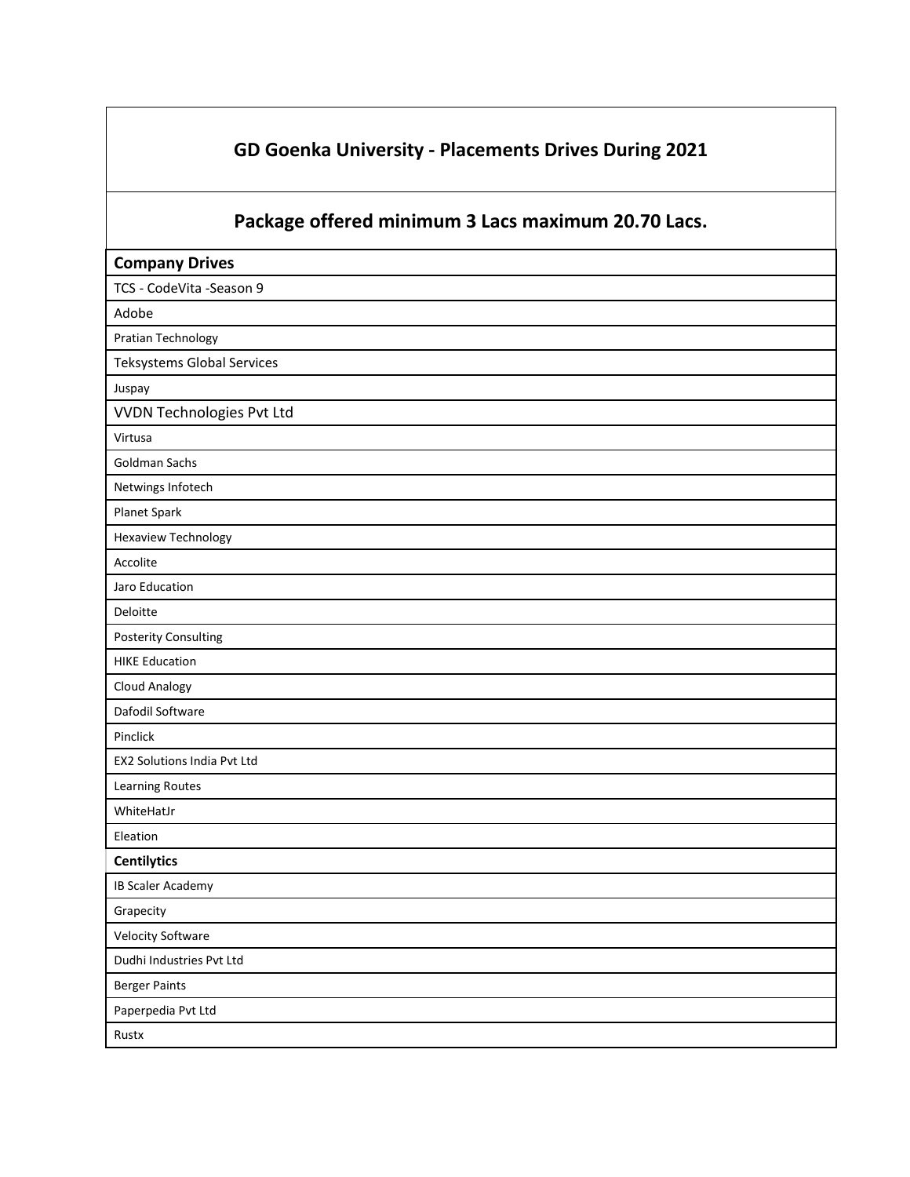## GD Goenka University - Placements Drives During 2021

## Package offered minimum 3 Lacs maximum 20.70 Lacs.

| **Company Drives** |
| --- |
| TCS - CodeVita -Season 9 |
| Adobe |
| Pratian Technology |
| Teksystems Global Services |
| Juspay |
| VVDN Technologies Pvt Ltd |
| Virtusa |
| Goldman Sachs |
| Netwings Infotech |
| Planet Spark |
| Hexaview Technology |
| Accolite |
| Jaro Education |
| Deloitte |
| Posterity Consulting |
| HIKE Education |
| Cloud Analogy |
| Dafodil Software |
| Pinclick |
| EX2 Solutions India Pvt Ltd |
| Learning Routes |
| WhiteHatJr |
| Eleation |
| **Centilytics** |
| IB Scaler Academy |
| Grapecity |
| Velocity Software |
| Dudhi Industries Pvt Ltd |
| Berger Paints |
| Paperpedia Pvt Ltd |
| Rustx |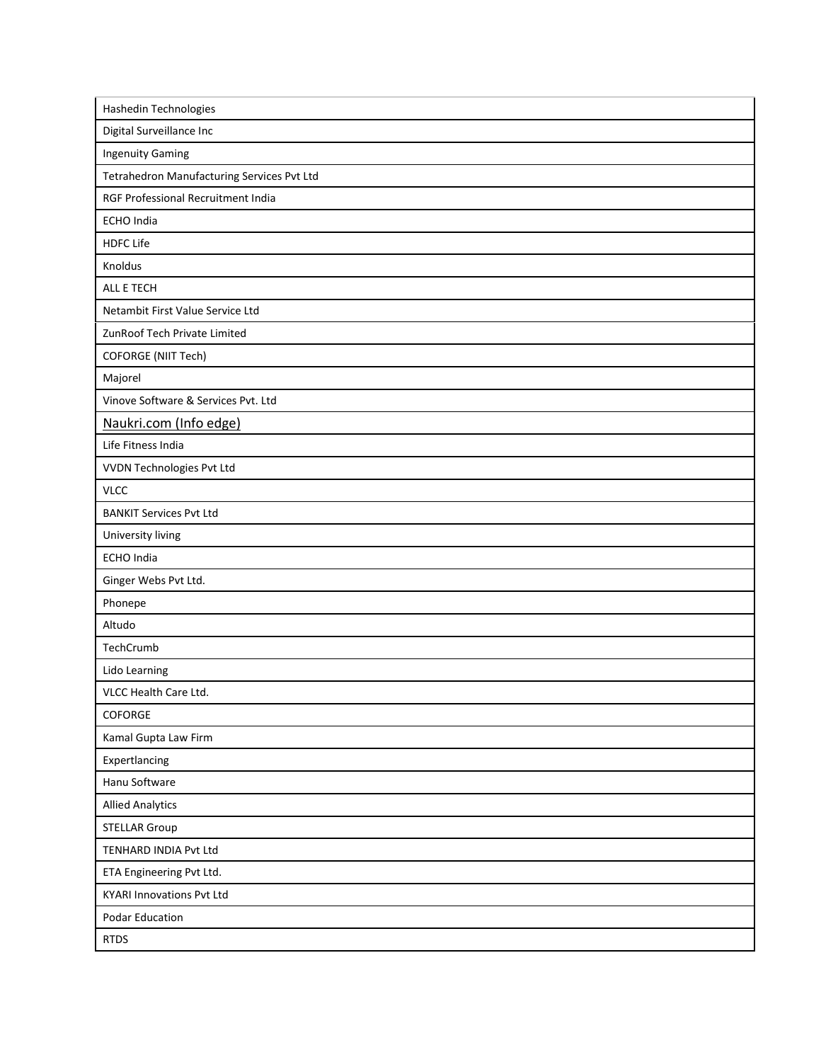| Hashedin Technologies |
|---|
| Digital Surveillance Inc |
| Ingenuity Gaming |
| Tetrahedron Manufacturing Services Pvt Ltd |
| RGF Professional Recruitment India |
| ECHO India |
| HDFC Life |
| Knoldus |
| ALL E TECH |
| Netambit First Value Service Ltd |
| ZunRoof Tech Private Limited |
| COFORGE (NIIT Tech) |
| Majorel |
| Vinove Software & Services Pvt. Ltd |
| Naukri.com (Info edge) |
| Life Fitness India |
| VVDN Technologies Pvt Ltd |
| VLCC |
| BANKIT Services Pvt Ltd |
| University living |
| ECHO India |
| Ginger Webs Pvt Ltd. |
| Phonepe |
| Altudo |
| TechCrumb |
| Lido Learning |
| VLCC Health Care Ltd. |
| COFORGE |
| Kamal Gupta Law Firm |
| Expertlancing |
| Hanu Software |
| Allied Analytics |
| STELLAR Group |
| TENHARD INDIA Pvt Ltd |
| ETA Engineering Pvt Ltd. |
| KYARI Innovations Pvt Ltd |
| Podar Education |
| RTDS |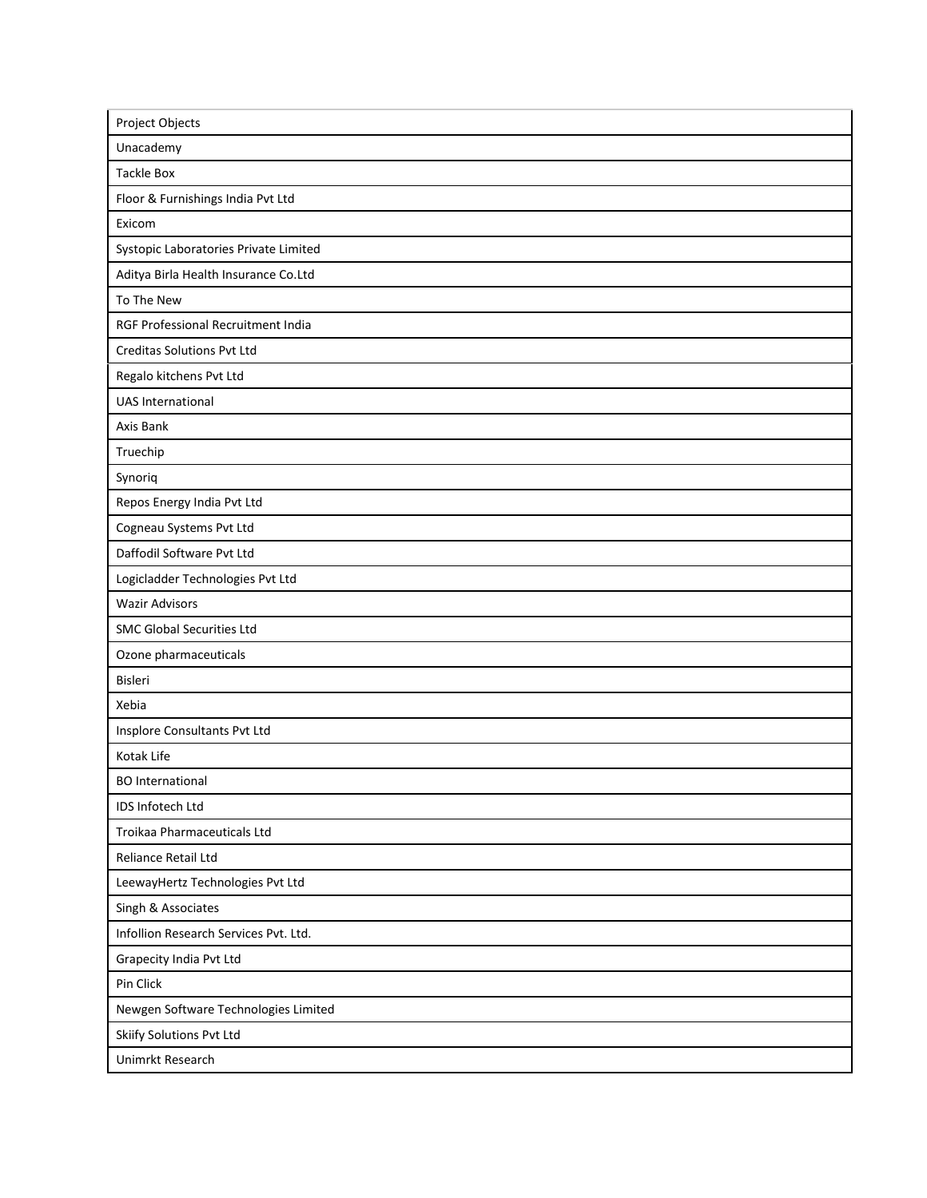| Project Objects |
|---|
| Unacademy |
| Tackle Box |
| Floor & Furnishings India Pvt Ltd |
| Exicom |
| Systopic Laboratories Private Limited |
| Aditya Birla Health Insurance Co.Ltd |
| To The New |
| RGF Professional Recruitment India |
| Creditas Solutions Pvt Ltd |
| Regalo kitchens Pvt Ltd |
| UAS International |
| Axis Bank |
| Truechip |
| Synoriq |
| Repos Energy India Pvt Ltd |
| Cogneau Systems Pvt Ltd |
| Daffodil Software Pvt Ltd |
| Logicladder Technologies Pvt Ltd |
| Wazir Advisors |
| SMC Global Securities Ltd |
| Ozone pharmaceuticals |
| Bisleri |
| Xebia |
| Insplore Consultants Pvt Ltd |
| Kotak Life |
| BO International |
| IDS Infotech Ltd |
| Troikaa Pharmaceuticals Ltd |
| Reliance Retail Ltd |
| LeewayHertz Technologies Pvt Ltd |
| Singh & Associates |
| Infollion Research Services Pvt. Ltd. |
| Grapecity India Pvt Ltd |
| Pin Click |
| Newgen Software Technologies Limited |
| Skiify Solutions Pvt Ltd |
| Unimrkt Research |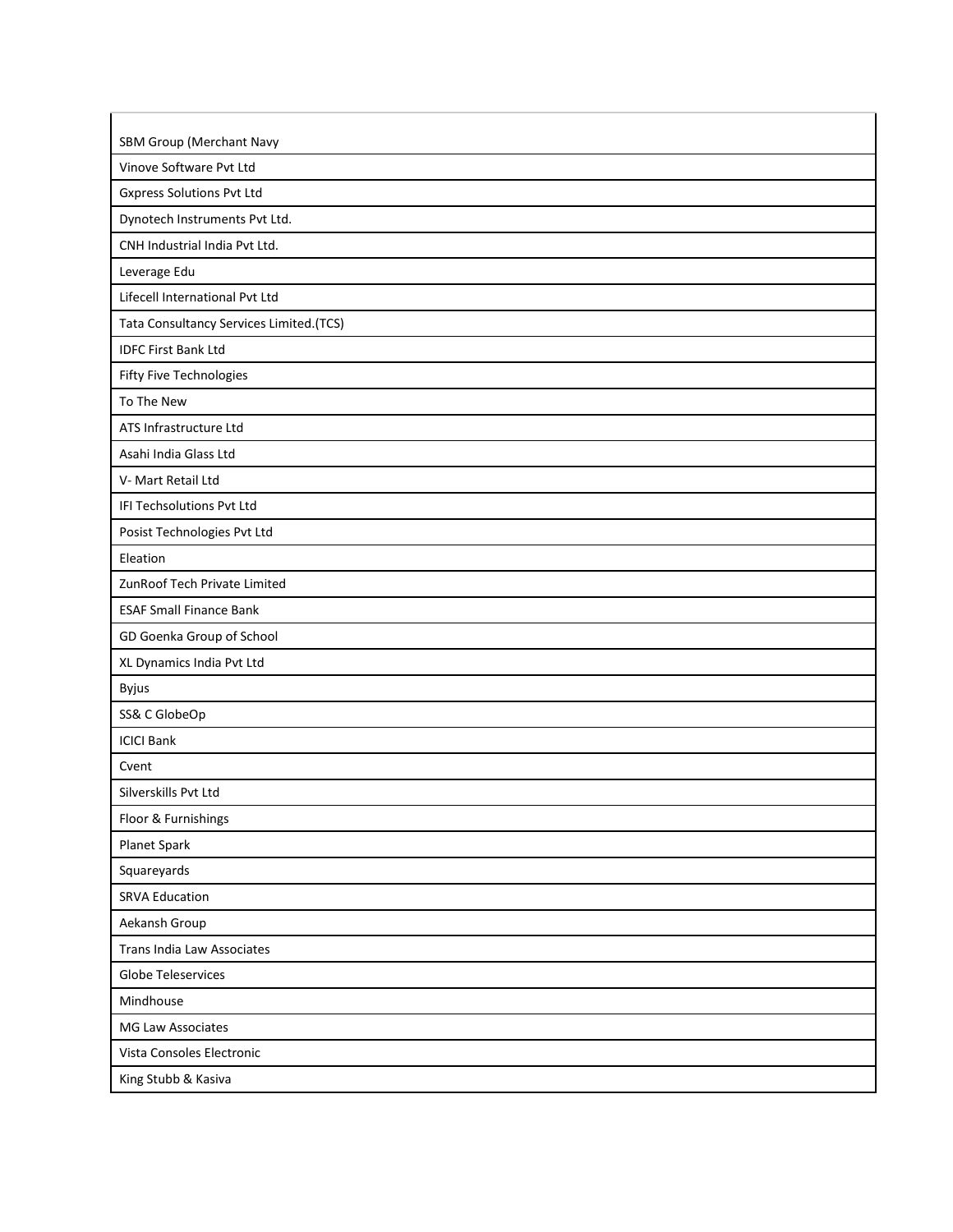| SBM Group (Merchant Navy |
| --- |
| Vinove Software Pvt Ltd |
| Gxpress Solutions Pvt Ltd |
| Dynotech Instruments Pvt Ltd. |
| CNH Industrial India Pvt Ltd. |
| Leverage Edu |
| Lifecell International Pvt Ltd |
| Tata Consultancy Services Limited.(TCS) |
| IDFC First Bank Ltd |
| Fifty Five Technologies |
| To The New |
| ATS Infrastructure Ltd |
| Asahi India Glass Ltd |
| V- Mart Retail Ltd |
| IFI Techsolutions Pvt Ltd |
| Posist Technologies Pvt Ltd |
| Eleation |
| ZunRoof Tech Private Limited |
| ESAF Small Finance Bank |
| GD Goenka Group of School |
| XL Dynamics India Pvt Ltd |
| Byjus |
| SS& C GlobeOp |
| ICICI Bank |
| Cvent |
| Silverskills Pvt Ltd |
| Floor & Furnishings |
| Planet Spark |
| Squareyards |
| SRVA Education |
| Aekansh Group |
| Trans India Law Associates |
| Globe Teleservices |
| Mindhouse |
| MG Law Associates |
| Vista Consoles Electronic |
| King Stubb & Kasiva |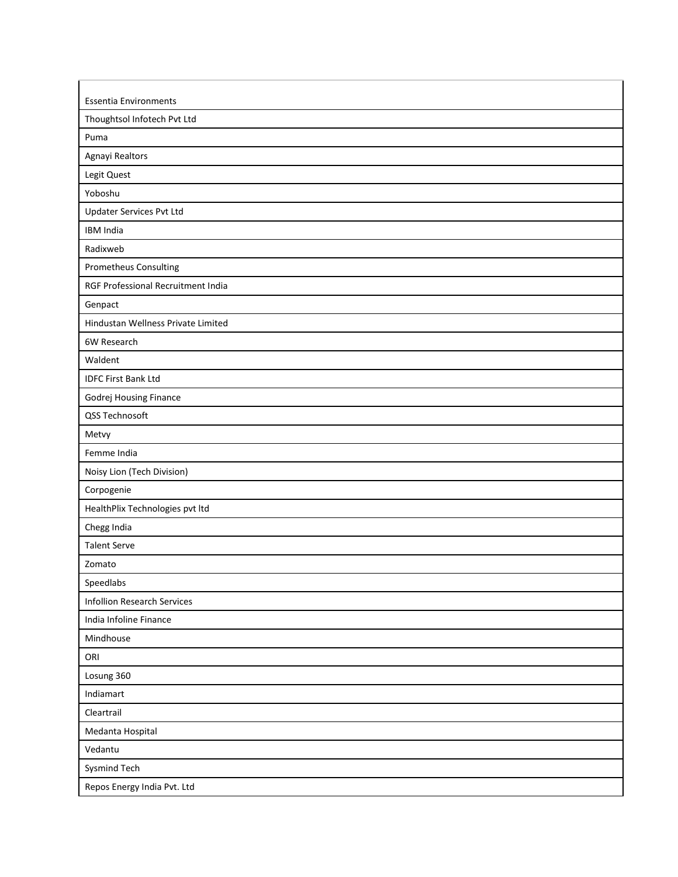| Essentia Environments |
| --- |
| Thoughtsol Infotech Pvt Ltd |
| Puma |
| Agnayi Realtors |
| Legit Quest |
| Yoboshu |
| Updater Services Pvt Ltd |
| IBM India |
| Radixweb |
| Prometheus Consulting |
| RGF Professional Recruitment India |
| Genpact |
| Hindustan Wellness Private Limited |
| 6W Research |
| Waldent |
| IDFC First Bank Ltd |
| Godrej Housing Finance |
| QSS Technosoft |
| Metvy |
| Femme India |
| Noisy Lion (Tech Division) |
| Corpogenie |
| HealthPlix Technologies pvt ltd |
| Chegg India |
| Talent Serve |
| Zomato |
| Speedlabs |
| Infollion Research Services |
| India Infoline Finance |
| Mindhouse |
| ORI |
| Losung 360 |
| Indiamart |
| Cleartrail |
| Medanta Hospital |
| Vedantu |
| Sysmind Tech |
| Repos Energy India Pvt. Ltd |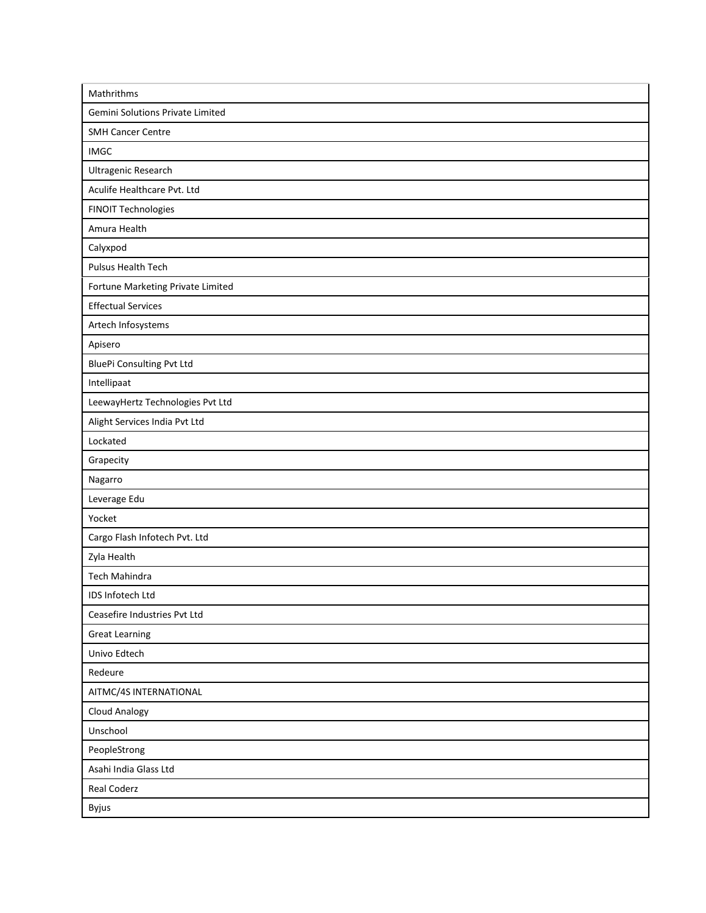| Mathrithms |
| --- |
| Gemini Solutions Private Limited |
| SMH Cancer Centre |
| IMGC |
| Ultragenic Research |
| Aculife Healthcare Pvt. Ltd |
| FINOIT Technologies |
| Amura Health |
| Calyxpod |
| Pulsus Health Tech |
| Fortune Marketing Private Limited |
| Effectual Services |
| Artech Infosystems |
| Apisero |
| BluePi Consulting Pvt Ltd |
| Intellipaat |
| LeewayHertz Technologies Pvt Ltd |
| Alight Services India Pvt Ltd |
| Lockated |
| Grapecity |
| Nagarro |
| Leverage Edu |
| Yocket |
| Cargo Flash Infotech Pvt. Ltd |
| Zyla Health |
| Tech Mahindra |
| IDS Infotech Ltd |
| Ceasefire Industries Pvt Ltd |
| Great Learning |
| Univo Edtech |
| Redeure |
| AITMC/4S INTERNATIONAL |
| Cloud Analogy |
| Unschool |
| PeopleStrong |
| Asahi India Glass Ltd |
| Real Coderz |
| Byjus |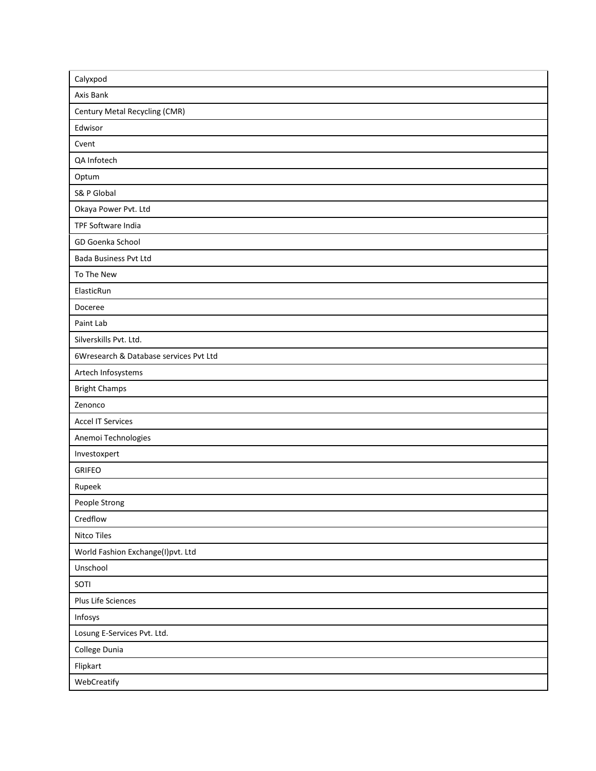| Calyxpod |
|---|
| Axis Bank |
| Century Metal Recycling (CMR) |
| Edwisor |
| Cvent |
| QA Infotech |
| Optum |
| S& P Global |
| Okaya Power Pvt. Ltd |
| TPF Software India |
| GD Goenka School |
| Bada Business Pvt Ltd |
| To The New |
| ElasticRun |
| Doceree |
| Paint Lab |
| Silverskills Pvt. Ltd. |
| 6Wresearch & Database services Pvt Ltd |
| Artech Infosystems |
| Bright Champs |
| Zenonco |
| Accel IT Services |
| Anemoi Technologies |
| Investoxpert |
| GRIFEO |
| Rupeek |
| People Strong |
| Credflow |
| Nitco Tiles |
| World Fashion Exchange(I)pvt. Ltd |
| Unschool |
| SOTI |
| Plus Life Sciences |
| Infosys |
| Losung E-Services Pvt. Ltd. |
| College Dunia |
| Flipkart |
| WebCreatify |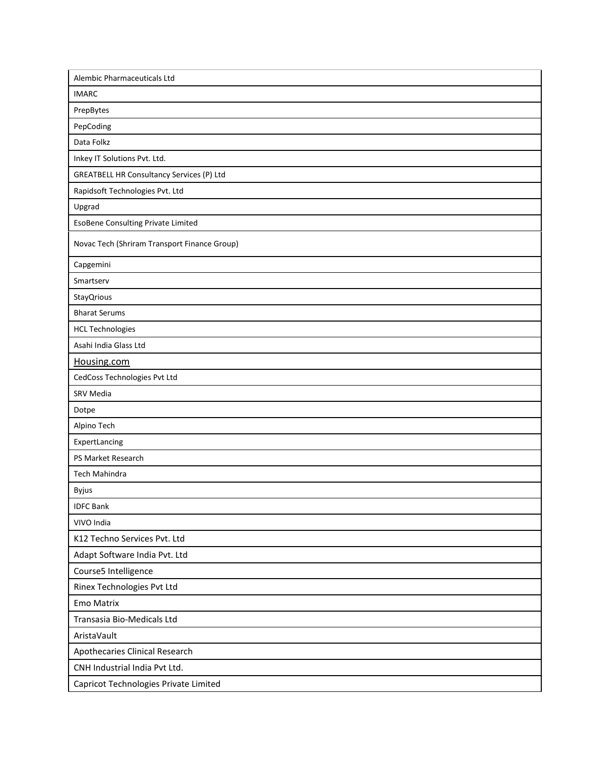| Alembic Pharmaceuticals Ltd |
| --- |
| IMARC |
| PrepBytes |
| PepCoding |
| Data Folkz |
| Inkey IT Solutions Pvt. Ltd. |
| GREATBELL HR Consultancy Services (P) Ltd |
| Rapidsoft Technologies Pvt. Ltd |
| Upgrad |
| EsoBene Consulting Private Limited |
| Novac Tech (Shriram Transport Finance Group) |
| Capgemini |
| Smartserv |
| StayQrious |
| Bharat Serums |
| HCL Technologies |
| Asahi India Glass Ltd |
| Housing.com |
| CedCoss Technologies Pvt Ltd |
| SRV Media |
| Dotpe |
| Alpino Tech |
| ExpertLancing |
| PS Market Research |
| Tech Mahindra |
| Byjus |
| IDFC Bank |
| VIVO India |
| K12 Techno Services Pvt. Ltd |
| Adapt Software India Pvt. Ltd |
| Course5 Intelligence |
| Rinex Technologies Pvt Ltd |
| Emo Matrix |
| Transasia Bio-Medicals Ltd |
| AristaVault |
| Apothecaries Clinical Research |
| CNH Industrial India Pvt Ltd. |
| Capricot Technologies Private Limited |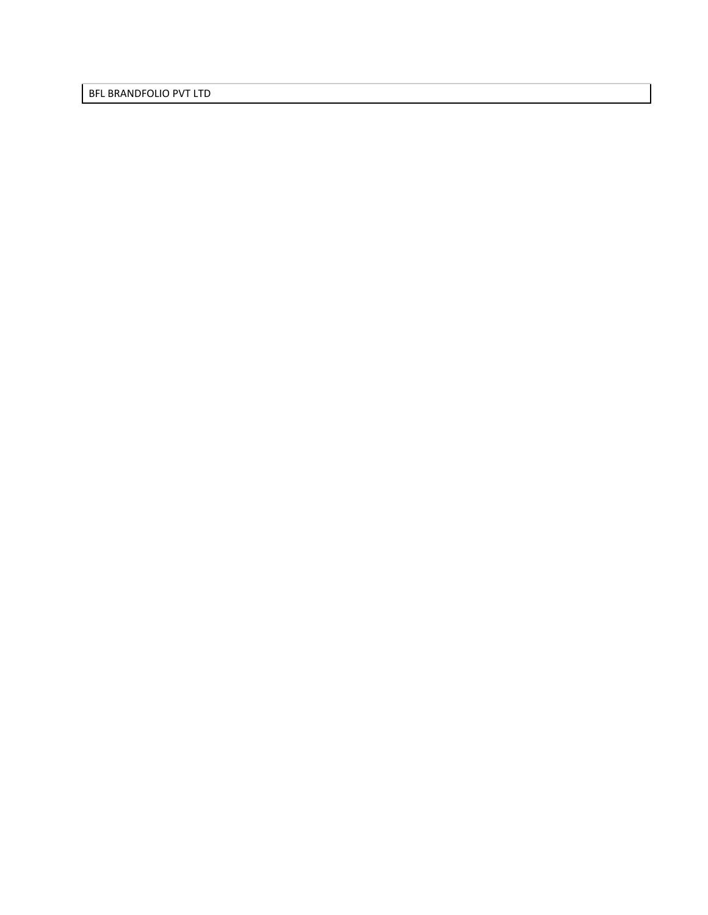| |
|---|
| BFL BRANDFOLIO PVT LTD |